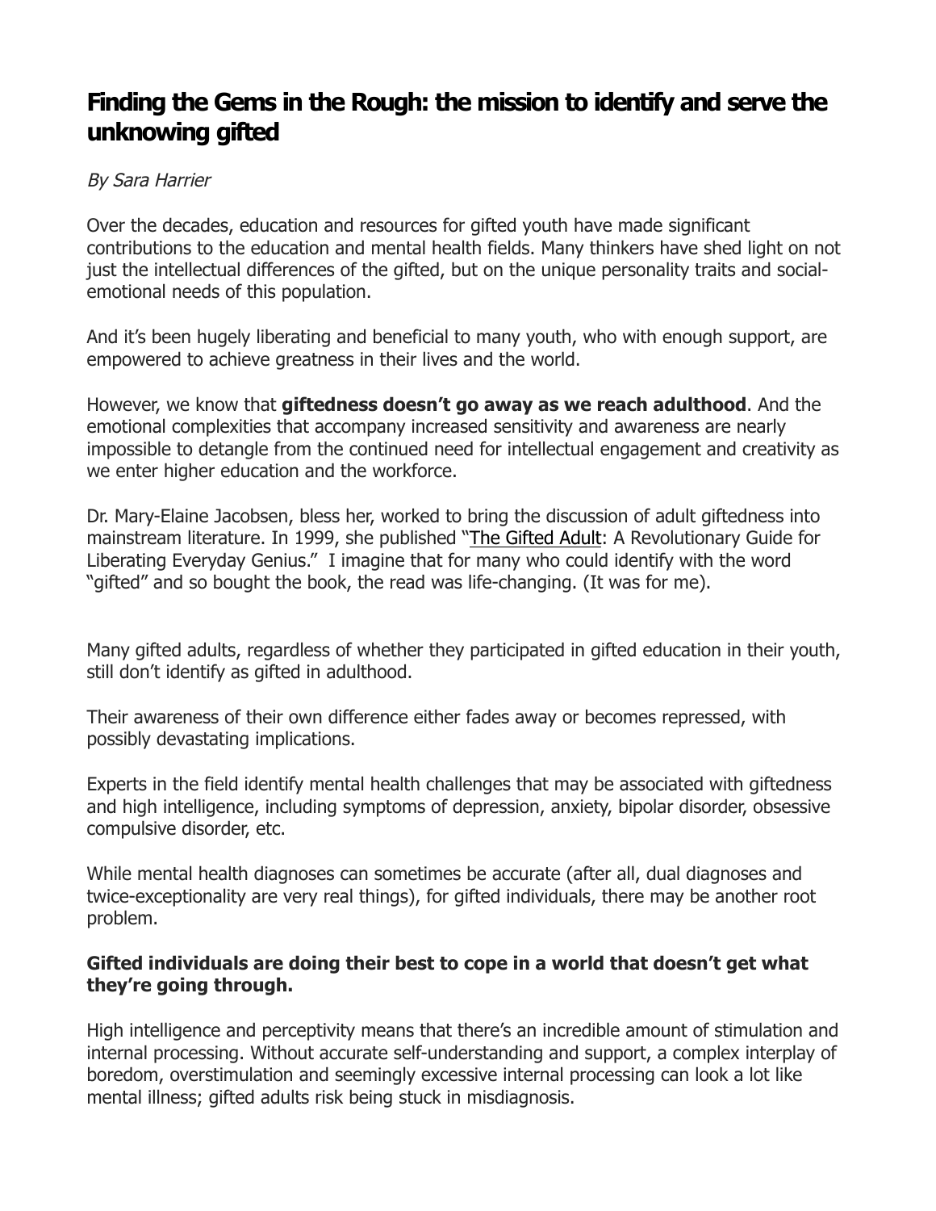# Finding the Gems in the Rough: the mission to identify and serve the unknowing gifted

*By Sara Harrier*

Over the decades, education and resources for gifted youth have made significant contributions to the education and mental health fields. Many thinkers have shed light on not just the intellectual differences of the gifted, but on the unique personality traits and social-emotional needs of this population.

And it's been hugely liberating and beneficial to many youth, who with enough support, are empowered to achieve greatness in their lives and the world.

However, we know that **giftedness doesn't go away as we reach adulthood**. And the emotional complexities that accompany increased sensitivity and awareness are nearly impossible to detangle from the continued need for intellectual engagement and creativity as we enter higher education and the workforce.

Dr. Mary-Elaine Jacobsen, bless her, worked to bring the discussion of adult giftedness into mainstream literature. In 1999, she published "The Gifted Adult: A Revolutionary Guide for Liberating Everyday Genius." I imagine that for many who could identify with the word "gifted" and so bought the book, the read was life-changing. (It was for me).

Many gifted adults, regardless of whether they participated in gifted education in their youth, still don't identify as gifted in adulthood.

Their awareness of their own difference either fades away or becomes repressed, with possibly devastating implications.

Experts in the field identify mental health challenges that may be associated with giftedness and high intelligence, including symptoms of depression, anxiety, bipolar disorder, obsessive compulsive disorder, etc.

While mental health diagnoses can sometimes be accurate (after all, dual diagnoses and twice-exceptionality are very real things), for gifted individuals, there may be another root problem.

**Gifted individuals are doing their best to cope in a world that doesn't get what they're going through.**

High intelligence and perceptivity means that there's an incredible amount of stimulation and internal processing. Without accurate self-understanding and support, a complex interplay of boredom, overstimulation and seemingly excessive internal processing can look a lot like mental illness; gifted adults risk being stuck in misdiagnosis.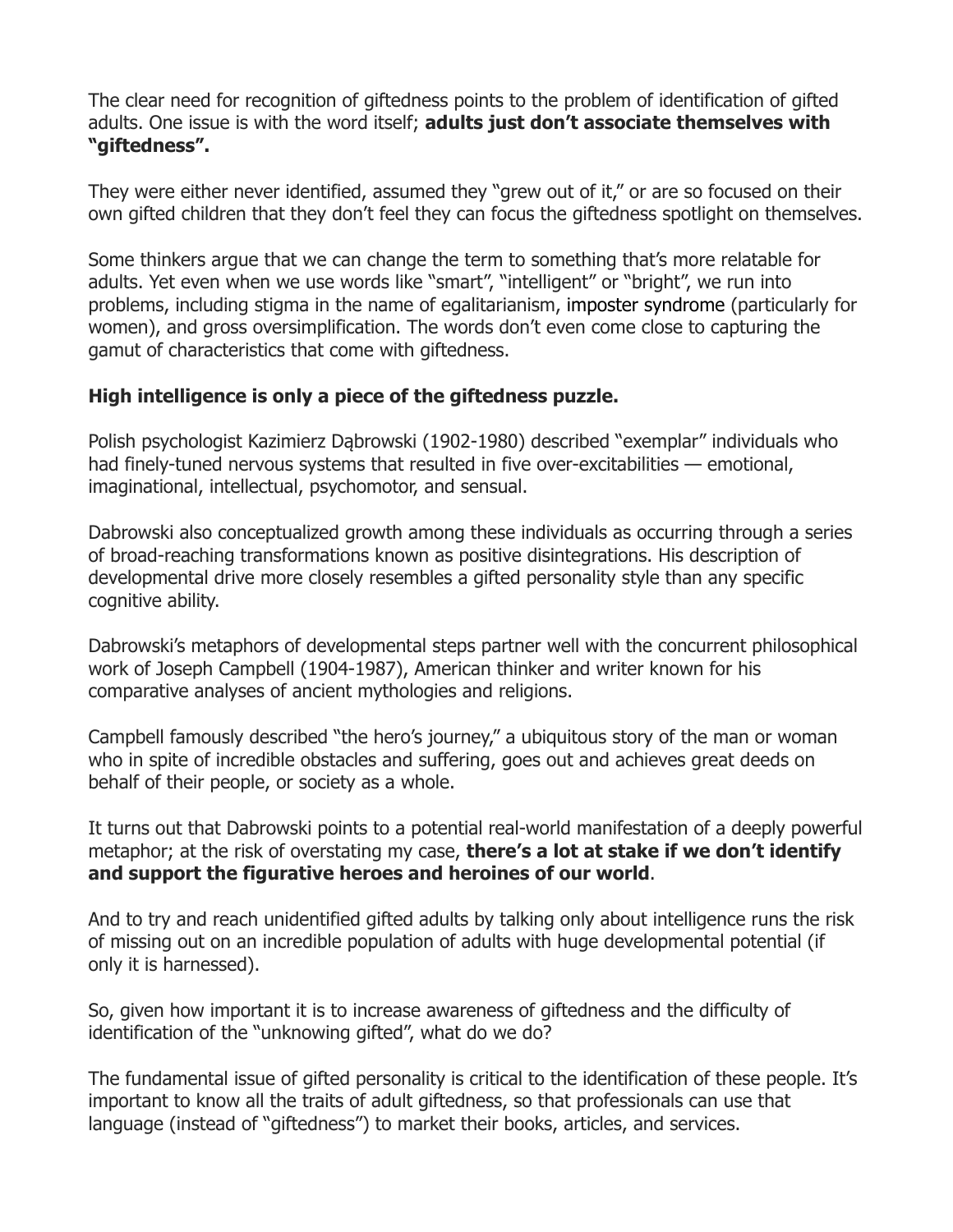The clear need for recognition of giftedness points to the problem of identification of gifted adults. One issue is with the word itself; **adults just don't associate themselves with "giftedness".**

They were either never identified, assumed they "grew out of it," or are so focused on their own gifted children that they don't feel they can focus the giftedness spotlight on themselves.

Some thinkers argue that we can change the term to something that's more relatable for adults. Yet even when we use words like "smart", "intelligent" or "bright", we run into problems, including stigma in the name of egalitarianism, imposter syndrome (particularly for women), and gross oversimplification. The words don't even come close to capturing the gamut of characteristics that come with giftedness.

**High intelligence is only a piece of the giftedness puzzle.**

Polish psychologist Kazimierz Dąbrowski (1902-1980) described "exemplar" individuals who had finely-tuned nervous systems that resulted in five over-excitabilities — emotional, imaginational, intellectual, psychomotor, and sensual.

Dabrowski also conceptualized growth among these individuals as occurring through a series of broad-reaching transformations known as positive disintegrations. His description of developmental drive more closely resembles a gifted personality style than any specific cognitive ability.

Dabrowski's metaphors of developmental steps partner well with the concurrent philosophical work of Joseph Campbell (1904-1987), American thinker and writer known for his comparative analyses of ancient mythologies and religions.

Campbell famously described "the hero's journey," a ubiquitous story of the man or woman who in spite of incredible obstacles and suffering, goes out and achieves great deeds on behalf of their people, or society as a whole.

It turns out that Dabrowski points to a potential real-world manifestation of a deeply powerful metaphor; at the risk of overstating my case, **there's a lot at stake if we don't identify and support the figurative heroes and heroines of our world**.

And to try and reach unidentified gifted adults by talking only about intelligence runs the risk of missing out on an incredible population of adults with huge developmental potential (if only it is harnessed).

So, given how important it is to increase awareness of giftedness and the difficulty of identification of the "unknowing gifted", what do we do?

The fundamental issue of gifted personality is critical to the identification of these people. It's important to know all the traits of adult giftedness, so that professionals can use that language (instead of "giftedness") to market their books, articles, and services.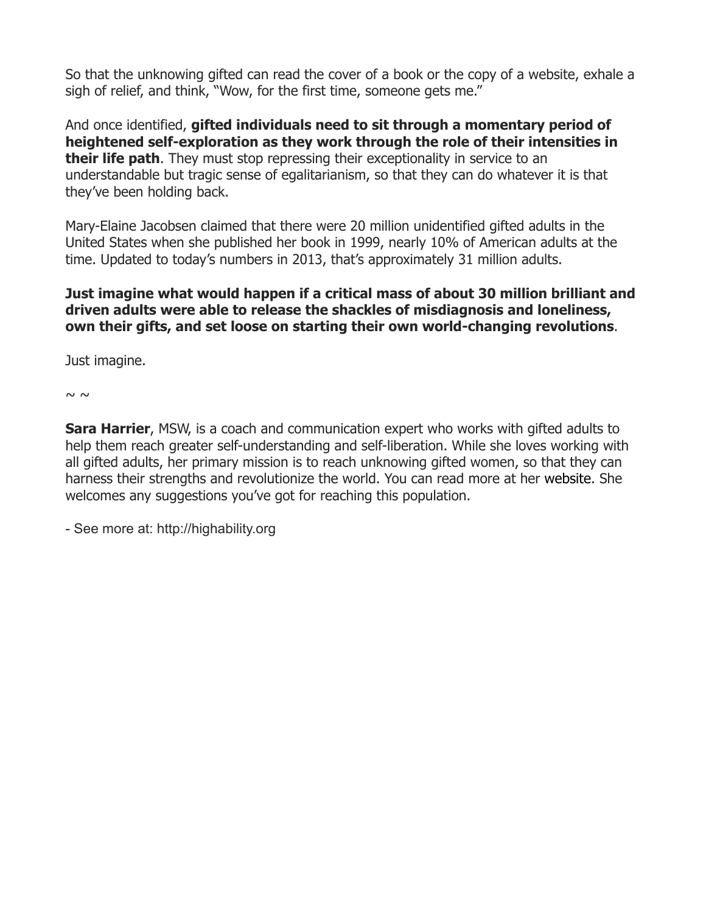So that the unknowing gifted can read the cover of a book or the copy of a website, exhale a sigh of relief, and think, "Wow, for the first time, someone gets me."

And once identified, **gifted individuals need to sit through a momentary period of heightened self-exploration as they work through the role of their intensities in their life path**. They must stop repressing their exceptionality in service to an understandable but tragic sense of egalitarianism, so that they can do whatever it is that they've been holding back.

Mary-Elaine Jacobsen claimed that there were 20 million unidentified gifted adults in the United States when she published her book in 1999, nearly 10% of American adults at the time. Updated to today's numbers in 2013, that's approximately 31 million adults.

**Just imagine what would happen if a critical mass of about 30 million brilliant and driven adults were able to release the shackles of misdiagnosis and loneliness, own their gifts, and set loose on starting their own world-changing revolutions**.

Just imagine.

~ ~

**Sara Harrier**, MSW, is a coach and communication expert who works with gifted adults to help them reach greater self-understanding and self-liberation. While she loves working with all gifted adults, her primary mission is to reach unknowing gifted women, so that they can harness their strengths and revolutionize the world. You can read more at her website. She welcomes any suggestions you've got for reaching this population.

- See more at: http://highability.org